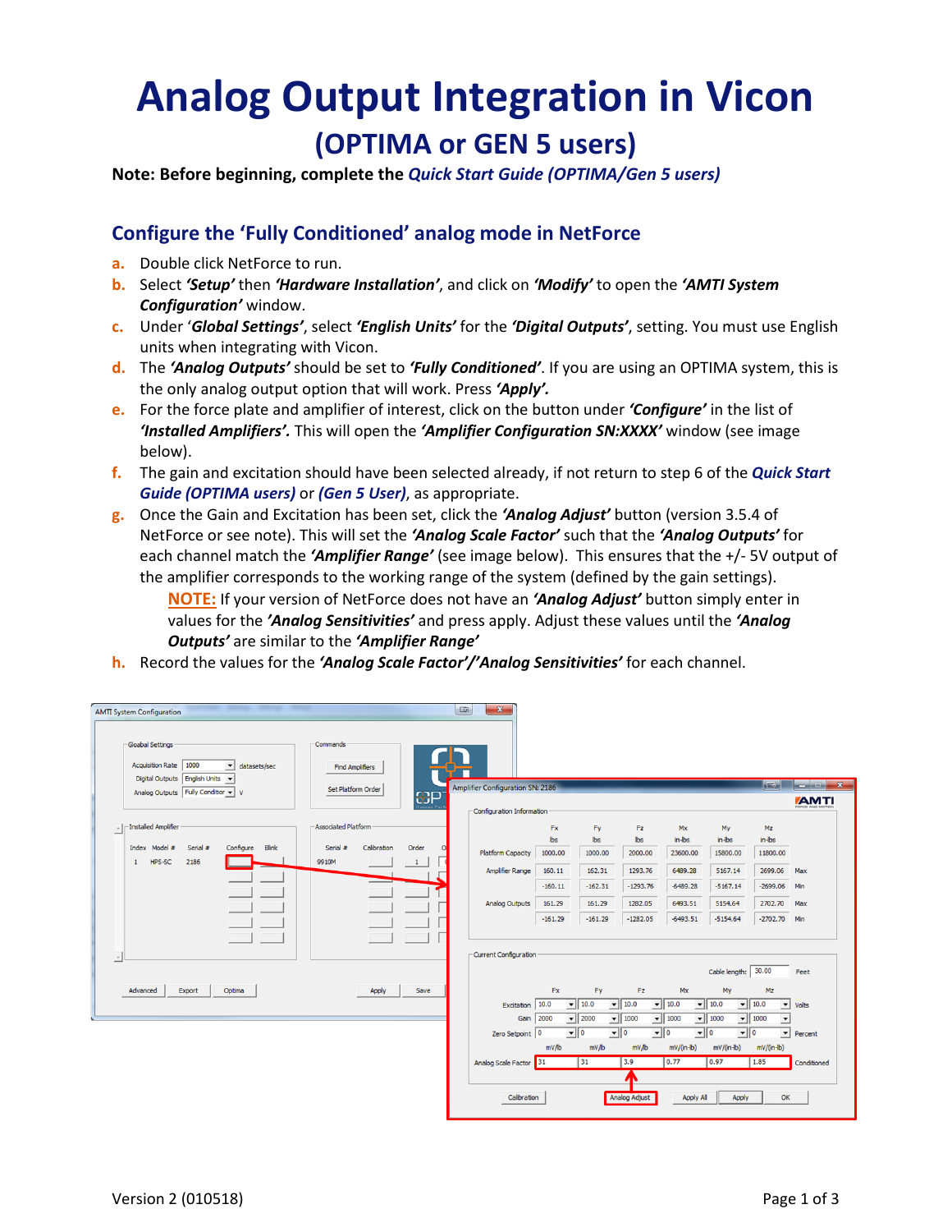# Analog Output Integration in Vicon

## (OPTIMA or GEN 5 users)

**Note: Before beginning, complete the *Quick Start Guide (OPTIMA/Gen 5 users)***

## Configure the 'Fully Conditioned' analog mode in NetForce

a. Double click NetForce to run.
b. Select ***'Setup'*** then ***'Hardware Installation'***, and click on ***'Modify'*** to open the ***'AMTI System Configuration'*** window.
c. Under '***Global Settings'***, select ***'English Units'*** for the ***'Digital Outputs'***, setting. You must use English units when integrating with Vicon.
d. The ***'Analog Outputs'*** should be set to ***'Fully Conditioned'***. If you are using an OPTIMA system, this is the only analog output option that will work. Press ***'Apply'.***
e. For the force plate and amplifier of interest, click on the button under ***'Configure'*** in the list of ***'Installed Amplifiers'.*** This will open the ***'Amplifier Configuration SN:XXXX'*** window (see image below).
f. The gain and excitation should have been selected already, if not return to step 6 of the ***Quick Start Guide (OPTIMA users)*** or ***(Gen 5 User)***, as appropriate.
g. Once the Gain and Excitation has been set, click the ***'Analog Adjust'*** button (version 3.5.4 of NetForce or see note). This will set the ***'Analog Scale Factor'*** such that the ***'Analog Outputs'*** for each channel match the ***'Amplifier Range'*** (see image below). This ensures that the +/- 5V output of the amplifier corresponds to the working range of the system (defined by the gain settings).

   **NOTE:** If your version of NetForce does not have an ***'Analog Adjust'*** button simply enter in values for the ***'Analog Sensitivities'*** and press apply. Adjust these values until the ***'Analog Outputs'*** are similar to the ***'Amplifier Range'***
h. Record the values for the ***'Analog Scale Factor'/'Analog Sensitivities'*** for each channel.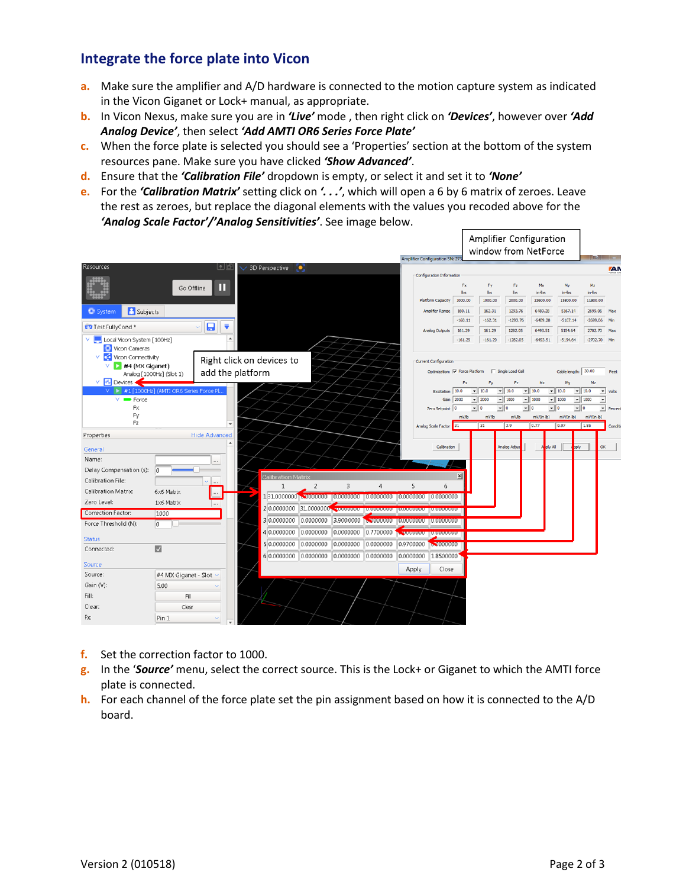## Integrate the force plate into Vicon

a. Make sure the amplifier and A/D hardware is connected to the motion capture system as indicated in the Vicon Giganet or Lock+ manual, as appropriate.

b. In Vicon Nexus, make sure you are in ***'Live'*** mode , then right click on ***'Devices'***, however over ***'Add Analog Device'***, then select ***'Add AMTI OR6 Series Force Plate'***

c. When the force plate is selected you should see a 'Properties' section at the bottom of the system resources pane. Make sure you have clicked ***'Show Advanced'***.

d. Ensure that the ***'Calibration File'*** dropdown is empty, or select it and set it to ***'None'***

e. For the ***'Calibration Matrix'*** setting click on ***'. . .'***, which will open a 6 by 6 matrix of zeroes. Leave the rest as zeroes, but replace the diagonal elements with the values you recoded above for the ***'Analog Scale Factor'/'Analog Sensitivities'***. See image below.

f. Set the correction factor to 1000.

g. In the '***Source'*** menu, select the correct source. This is the Lock+ or Giganet to which the AMTI force plate is connected.

h. For each channel of the force plate set the pin assignment based on how it is connected to the A/D board.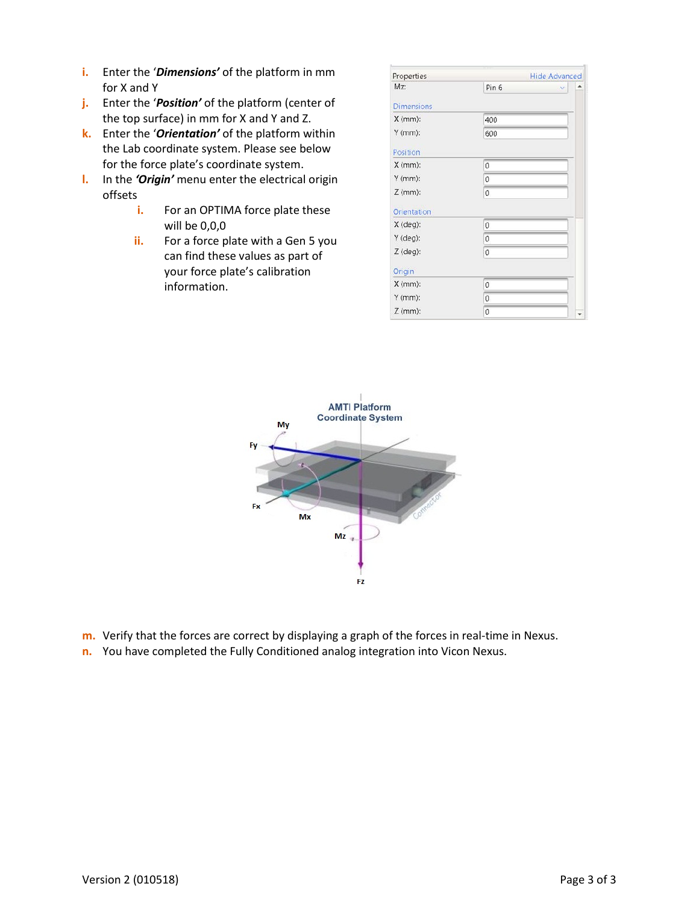i. Enter the '***Dimensions'*** of the platform in mm for X and Y
j. Enter the '***Position'*** of the platform (center of the top surface) in mm for X and Y and Z.
k. Enter the '***Orientation'*** of the platform within the Lab coordinate system. Please see below for the force plate's coordinate system.
l. In the ***'Origin'*** menu enter the electrical origin offsets
   i. For an OPTIMA force plate these will be 0,0,0
   ii. For a force plate with a Gen 5 you can find these values as part of your force plate's calibration information.

Properties — Hide Advanced

| | |
|---|---|
| Mz: | Pin 6 |
| **Dimensions** | |
| X (mm): | 400 |
| Y (mm): | 600 |
| **Position** | |
| X (mm): | 0 |
| Y (mm): | 0 |
| Z (mm): | 0 |
| **Orientation** | |
| X (deg): | 0 |
| Y (deg): | 0 |
| Z (deg): | 0 |
| **Origin** | |
| X (mm): | 0 |
| Y (mm): | 0 |
| Z (mm): | 0 |

AMTI Platform Coordinate System

My
Fy
Fx
Mx
Mz
Fz
Connector

m. Verify that the forces are correct by displaying a graph of the forces in real-time in Nexus.
n. You have completed the Fully Conditioned analog integration into Vicon Nexus.

Version 2 (010518)